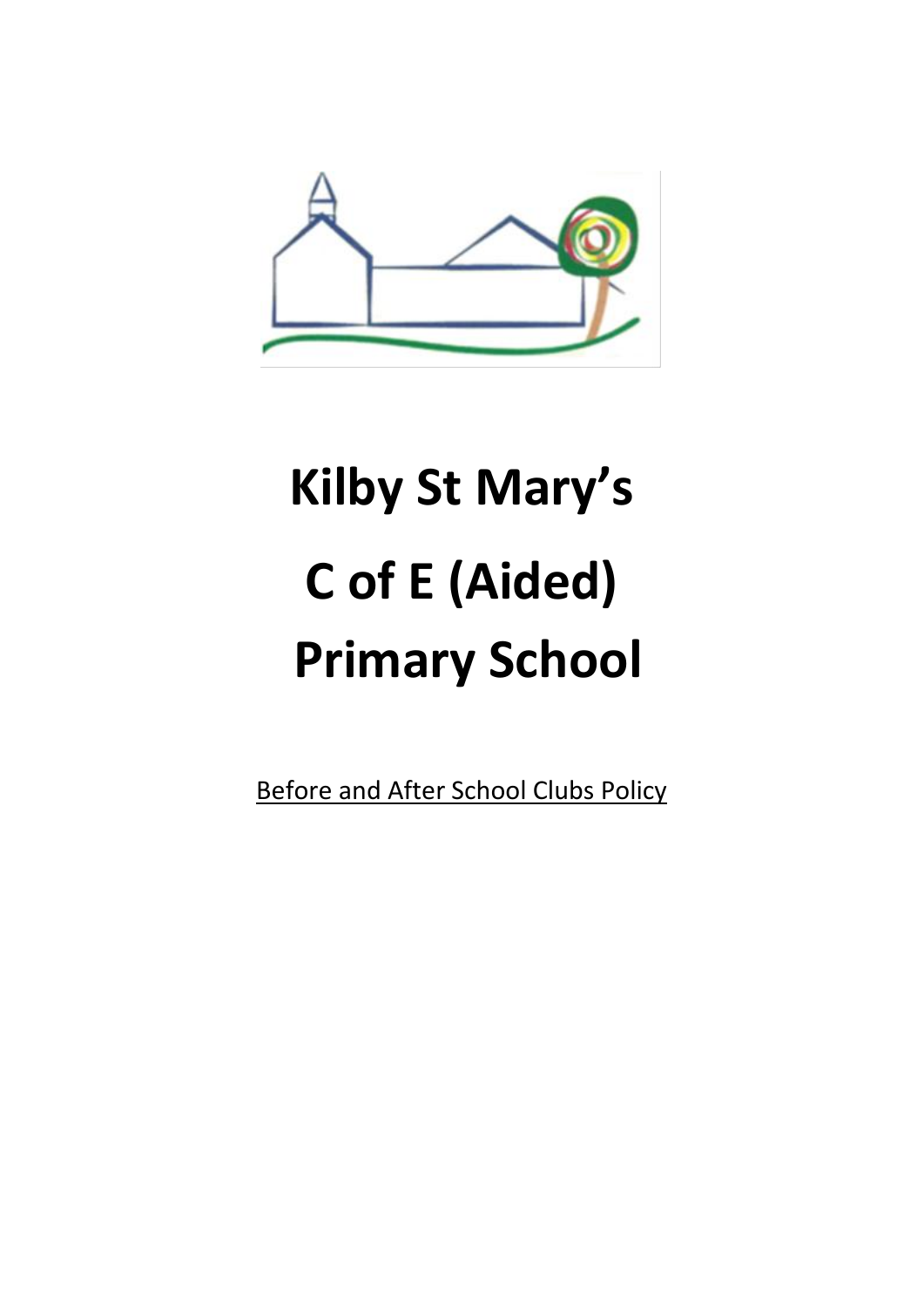# Kilby St Mary's

# C of E (Aided)

# Primary School

<u>Before and After School Clubs Policy</u>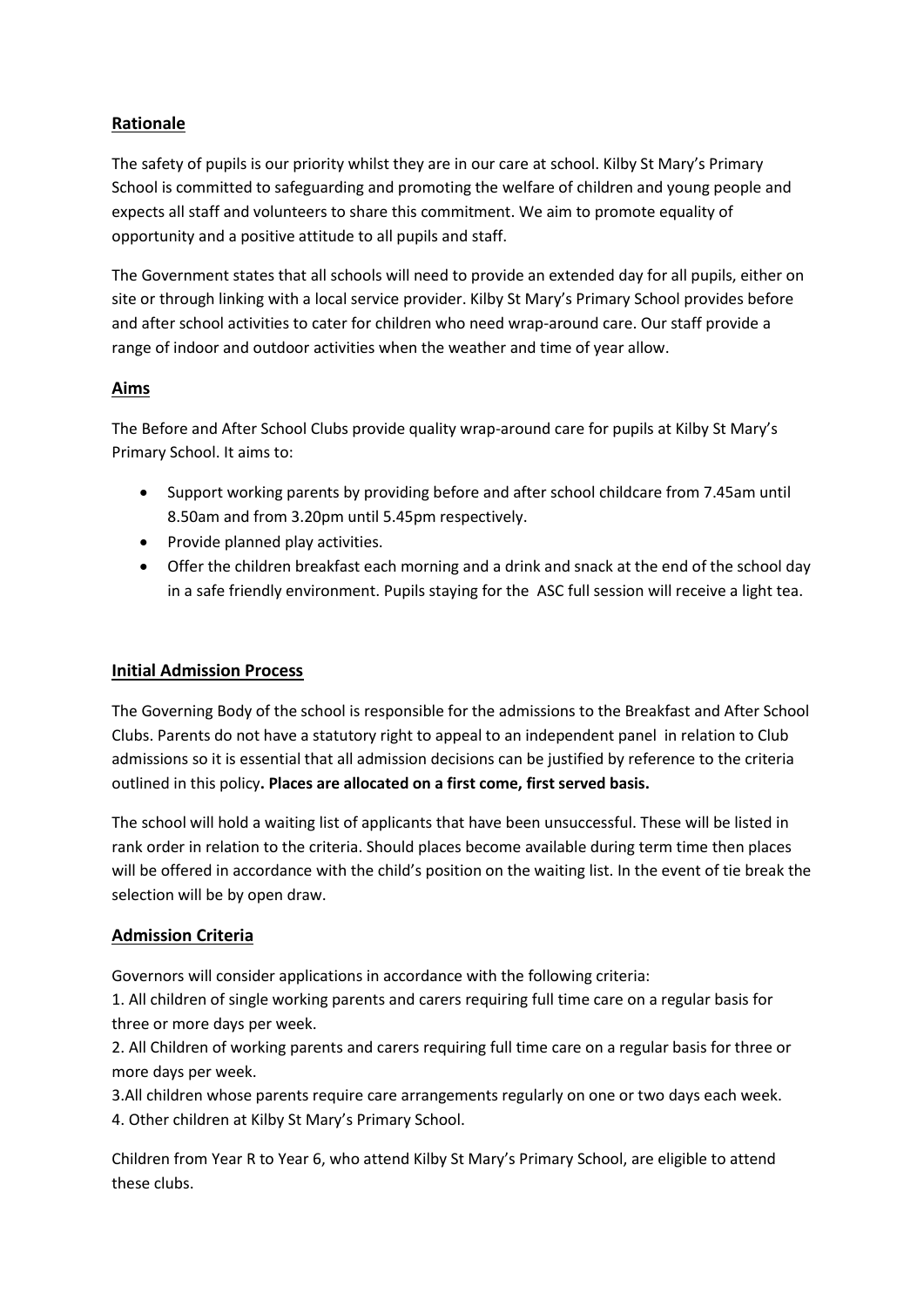## Rationale

The safety of pupils is our priority whilst they are in our care at school. Kilby St Mary's Primary School is committed to safeguarding and promoting the welfare of children and young people and expects all staff and volunteers to share this commitment. We aim to promote equality of opportunity and a positive attitude to all pupils and staff.

The Government states that all schools will need to provide an extended day for all pupils, either on site or through linking with a local service provider. Kilby St Mary's Primary School provides before and after school activities to cater for children who need wrap-around care. Our staff provide a range of indoor and outdoor activities when the weather and time of year allow.

## Aims

The Before and After School Clubs provide quality wrap-around care for pupils at Kilby St Mary's Primary School. It aims to:

- Support working parents by providing before and after school childcare from 7.45am until 8.50am and from 3.20pm until 5.45pm respectively.
- Provide planned play activities.
- Offer the children breakfast each morning and a drink and snack at the end of the school day in a safe friendly environment. Pupils staying for the ASC full session will receive a light tea.

## Initial Admission Process

The Governing Body of the school is responsible for the admissions to the Breakfast and After School Clubs. Parents do not have a statutory right to appeal to an independent panel in relation to Club admissions so it is essential that all admission decisions can be justified by reference to the criteria outlined in this policy**. Places are allocated on a first come, first served basis.**

The school will hold a waiting list of applicants that have been unsuccessful. These will be listed in rank order in relation to the criteria. Should places become available during term time then places will be offered in accordance with the child's position on the waiting list. In the event of tie break the selection will be by open draw.

## Admission Criteria

Governors will consider applications in accordance with the following criteria:

1. All children of single working parents and carers requiring full time care on a regular basis for three or more days per week.
2. All Children of working parents and carers requiring full time care on a regular basis for three or more days per week.
3. All children whose parents require care arrangements regularly on one or two days each week.
4. Other children at Kilby St Mary's Primary School.

Children from Year R to Year 6, who attend Kilby St Mary's Primary School, are eligible to attend these clubs.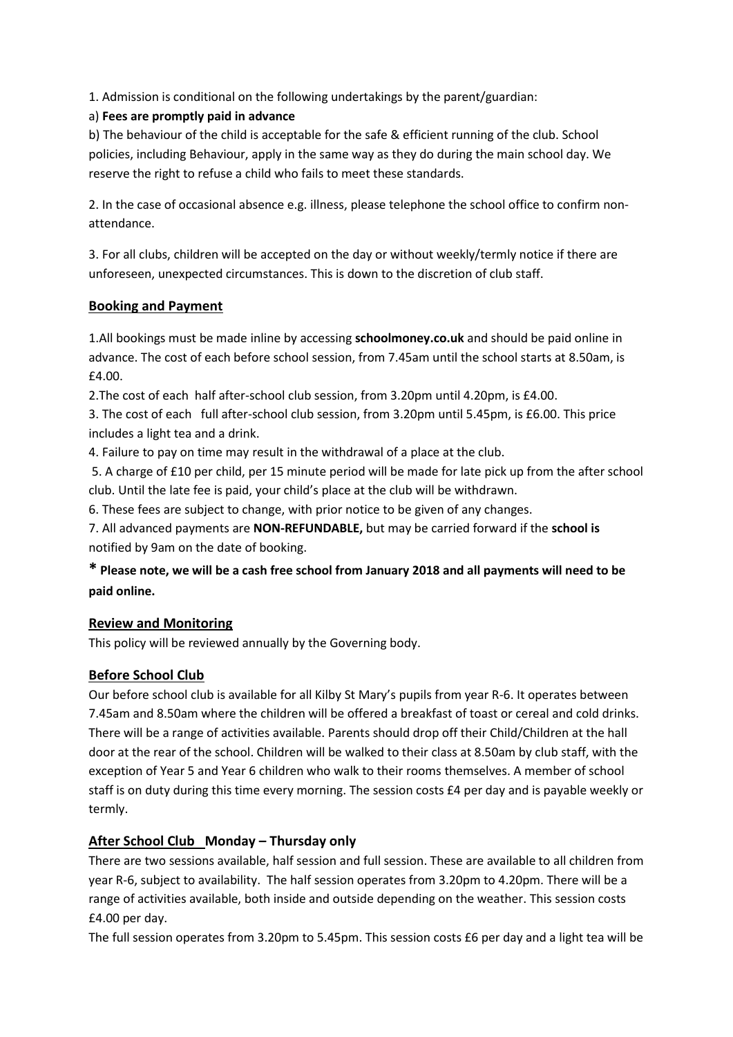1. Admission is conditional on the following undertakings by the parent/guardian:

a) **Fees are promptly paid in advance**

b) The behaviour of the child is acceptable for the safe & efficient running of the club. School policies, including Behaviour, apply in the same way as they do during the main school day. We reserve the right to refuse a child who fails to meet these standards.

2. In the case of occasional absence e.g. illness, please telephone the school office to confirm non-attendance.

3. For all clubs, children will be accepted on the day or without weekly/termly notice if there are unforeseen, unexpected circumstances. This is down to the discretion of club staff.

## Booking and Payment

1.All bookings must be made inline by accessing **schoolmoney.co.uk** and should be paid online in advance. The cost of each before school session, from 7.45am until the school starts at 8.50am, is £4.00.

2.The cost of each half after-school club session, from 3.20pm until 4.20pm, is £4.00.

3. The cost of each full after-school club session, from 3.20pm until 5.45pm, is £6.00. This price includes a light tea and a drink.

4. Failure to pay on time may result in the withdrawal of a place at the club.

5. A charge of £10 per child, per 15 minute period will be made for late pick up from the after school club. Until the late fee is paid, your child's place at the club will be withdrawn.

6. These fees are subject to change, with prior notice to be given of any changes.

7. All advanced payments are **NON-REFUNDABLE,** but may be carried forward if the **school is** notified by 9am on the date of booking.

**\* Please note, we will be a cash free school from January 2018 and all payments will need to be paid online.**

## Review and Monitoring

This policy will be reviewed annually by the Governing body.

## Before School Club

Our before school club is available for all Kilby St Mary's pupils from year R-6. It operates between 7.45am and 8.50am where the children will be offered a breakfast of toast or cereal and cold drinks. There will be a range of activities available. Parents should drop off their Child/Children at the hall door at the rear of the school. Children will be walked to their class at 8.50am by club staff, with the exception of Year 5 and Year 6 children who walk to their rooms themselves. A member of school staff is on duty during this time every morning. The session costs £4 per day and is payable weekly or termly.

## After School Club Monday – Thursday only

There are two sessions available, half session and full session. These are available to all children from year R-6, subject to availability. The half session operates from 3.20pm to 4.20pm. There will be a range of activities available, both inside and outside depending on the weather. This session costs £4.00 per day.

The full session operates from 3.20pm to 5.45pm. This session costs £6 per day and a light tea will be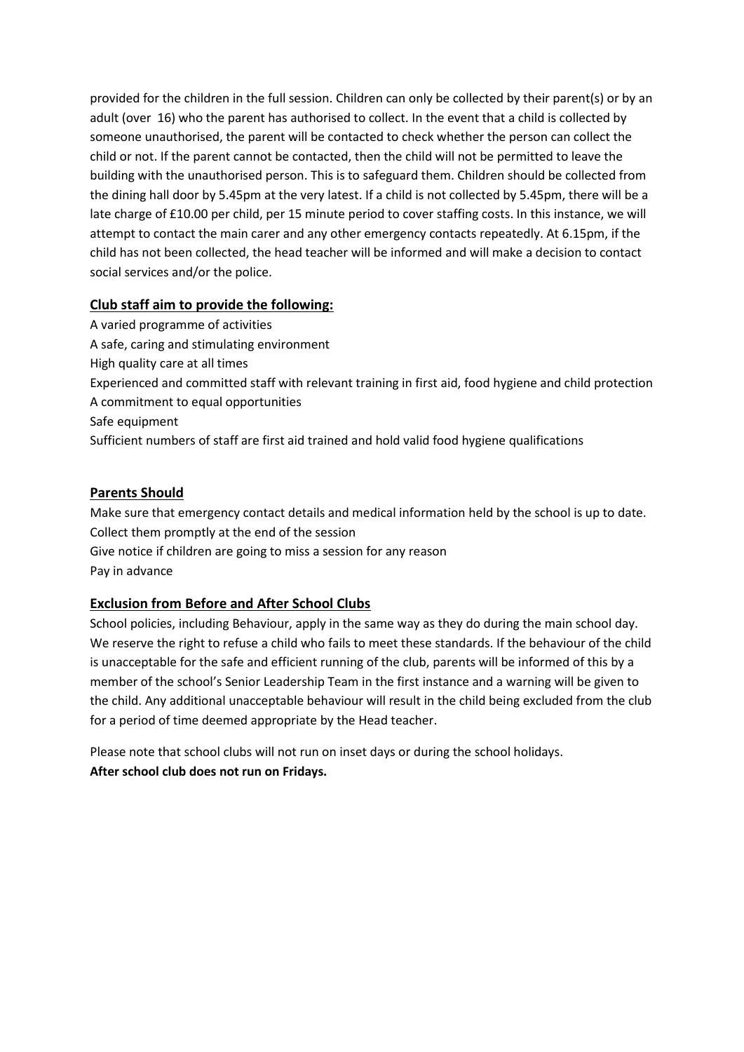provided for the children in the full session. Children can only be collected by their parent(s) or by an adult (over 16) who the parent has authorised to collect. In the event that a child is collected by someone unauthorised, the parent will be contacted to check whether the person can collect the child or not. If the parent cannot be contacted, then the child will not be permitted to leave the building with the unauthorised person. This is to safeguard them. Children should be collected from the dining hall door by 5.45pm at the very latest. If a child is not collected by 5.45pm, there will be a late charge of £10.00 per child, per 15 minute period to cover staffing costs. In this instance, we will attempt to contact the main carer and any other emergency contacts repeatedly. At 6.15pm, if the child has not been collected, the head teacher will be informed and will make a decision to contact social services and/or the police.

## Club staff aim to provide the following:

A varied programme of activities
A safe, caring and stimulating environment
High quality care at all times
Experienced and committed staff with relevant training in first aid, food hygiene and child protection
A commitment to equal opportunities
Safe equipment
Sufficient numbers of staff are first aid trained and hold valid food hygiene qualifications

## Parents Should

Make sure that emergency contact details and medical information held by the school is up to date.
Collect them promptly at the end of the session
Give notice if children are going to miss a session for any reason
Pay in advance

## Exclusion from Before and After School Clubs

School policies, including Behaviour, apply in the same way as they do during the main school day. We reserve the right to refuse a child who fails to meet these standards. If the behaviour of the child is unacceptable for the safe and efficient running of the club, parents will be informed of this by a member of the school's Senior Leadership Team in the first instance and a warning will be given to the child. Any additional unacceptable behaviour will result in the child being excluded from the club for a period of time deemed appropriate by the Head teacher.

Please note that school clubs will not run on inset days or during the school holidays.
**After school club does not run on Fridays.**